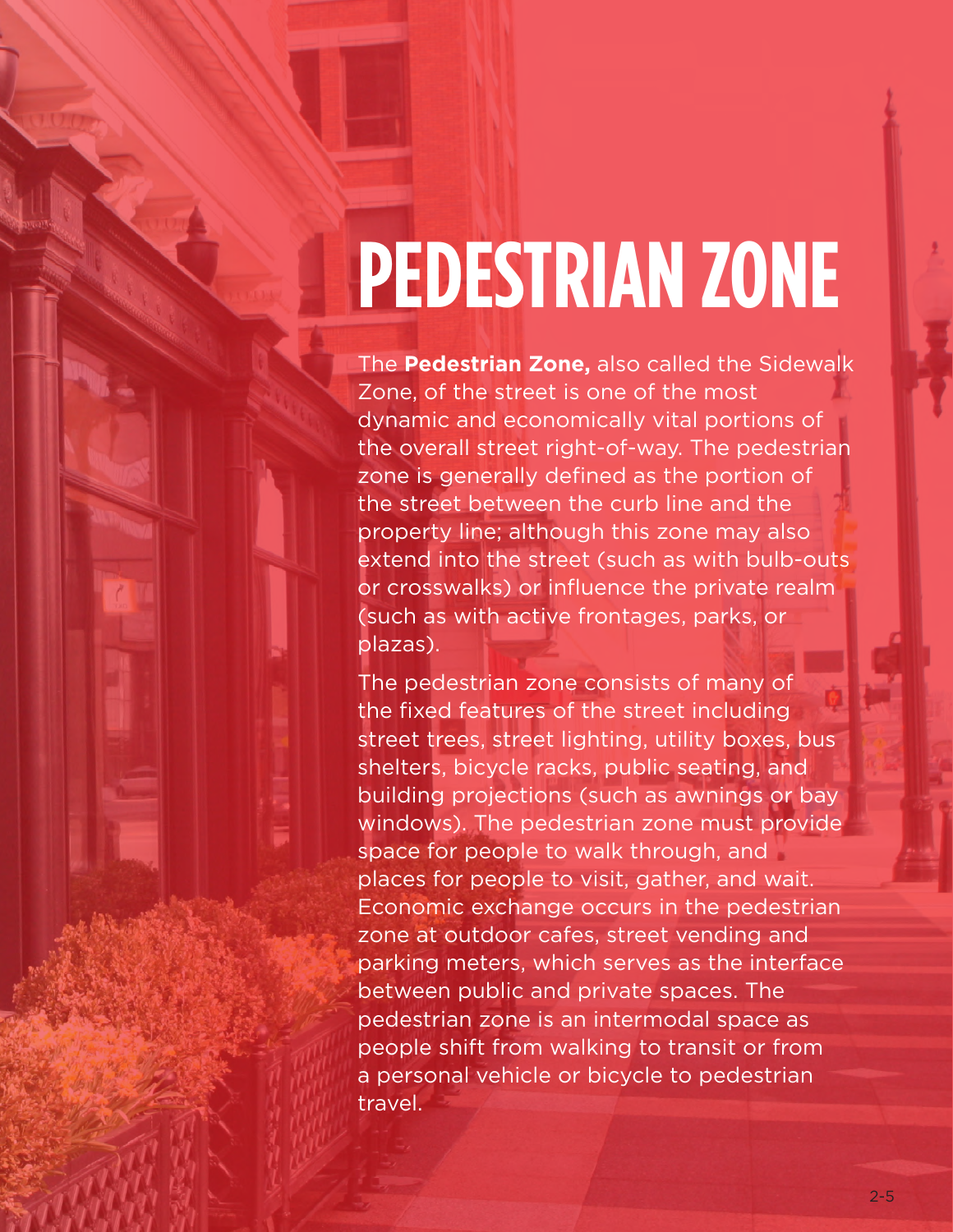# PEDESTRIAN ZONE

The **Pedestrian Zone,** also called the Sidewalk Zone, of the street is one of the most dynamic and economically vital portions of the overall street right-of-way. The pedestrian zone is generally defined as the portion of the street between the curb line and the property line; although this zone may also extend into the street (such as with bulb-outs or crosswalks) or influence the private realm (such as with active frontages, parks, or plazas).

The pedestrian zone consists of many of the fixed features of the street including street trees, street lighting, utility boxes, bus shelters, bicycle racks, public seating, and building projections (such as awnings or bay windows). The pedestrian zone must provide space for people to walk through, and places for people to visit, gather, and wait. Economic exchange occurs in the pedestrian zone at outdoor cafes, street vending and parking meters, which serves as the interface between public and private spaces. The pedestrian zone is an intermodal space as people shift from walking to transit or from a personal vehicle or bicycle to pedestrian travel.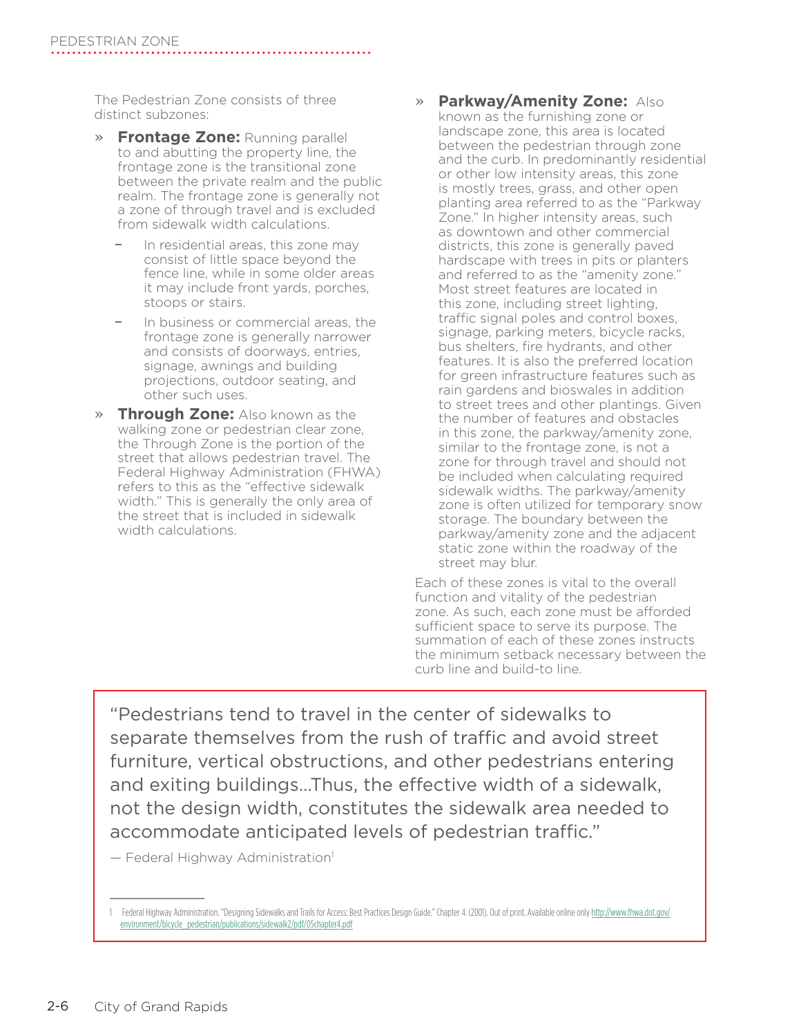The Pedestrian Zone consists of three distinct subzones:

- **Frontage Zone:** Running parallel to and abutting the property line, the frontage zone is the transitional zone between the private realm and the public realm. The frontage zone is generally not a zone of through travel and is excluded from sidewalk width calculations.
  - In residential areas, this zone may consist of little space beyond the fence line, while in some older areas it may include front yards, porches, stoops or stairs.
  - In business or commercial areas, the frontage zone is generally narrower and consists of doorways, entries, signage, awnings and building projections, outdoor seating, and other such uses.
- **Through Zone:** Also known as the walking zone or pedestrian clear zone, the Through Zone is the portion of the street that allows pedestrian travel. The Federal Highway Administration (FHWA) refers to this as the "effective sidewalk width." This is generally the only area of the street that is included in sidewalk width calculations.
- **Parkway/Amenity Zone:** Also known as the furnishing zone or landscape zone, this area is located between the pedestrian through zone and the curb. In predominantly residential or other low intensity areas, this zone is mostly trees, grass, and other open planting area referred to as the "Parkway Zone." In higher intensity areas, such as downtown and other commercial districts, this zone is generally paved hardscape with trees in pits or planters and referred to as the "amenity zone." Most street features are located in this zone, including street lighting, traffic signal poles and control boxes, signage, parking meters, bicycle racks, bus shelters, fire hydrants, and other features. It is also the preferred location for green infrastructure features such as rain gardens and bioswales in addition to street trees and other plantings. Given the number of features and obstacles in this zone, the parkway/amenity zone, similar to the frontage zone, is not a zone for through travel and should not be included when calculating required sidewalk widths. The parkway/amenity zone is often utilized for temporary snow storage. The boundary between the parkway/amenity zone and the adjacent static zone within the roadway of the street may blur.

Each of these zones is vital to the overall function and vitality of the pedestrian zone. As such, each zone must be afforded sufficient space to serve its purpose. The summation of each of these zones instructs the minimum setback necessary between the curb line and build-to line.

> "Pedestrians tend to travel in the center of sidewalks to separate themselves from the rush of traffic and avoid street furniture, vertical obstructions, and other pedestrians entering and exiting buildings…Thus, the effective width of a sidewalk, not the design width, constitutes the sidewalk area needed to accommodate anticipated levels of pedestrian traffic."
>
> — Federal Highway Administration[1]

1 Federal Highway Administration. "Designing Sidewalks and Trails for Access: Best Practices Design Guide." Chapter 4. (2001). Out of print. Available online only http://www.fhwa.dot.gov/environment/bicycle_pedestrian/publications/sidewalk2/pdf/05chapter4.pdf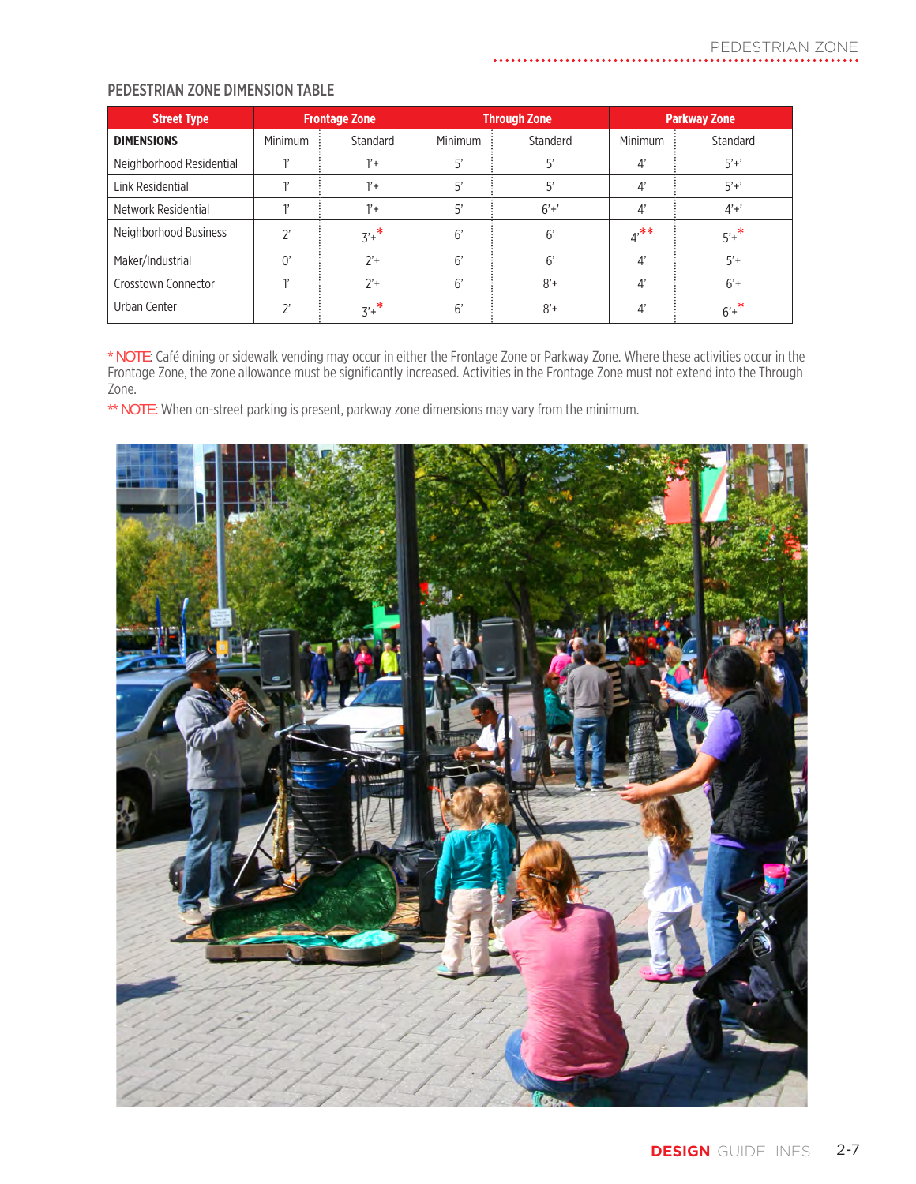## PEDESTRIAN ZONE DIMENSION TABLE

| Street Type | Frontage Zone | | Through Zone | | Parkway Zone | |
|---|---|---|---|---|---|---|
| **DIMENSIONS** | Minimum | Standard | Minimum | Standard | Minimum | Standard |
| Neighborhood Residential | 1' | 1'+ | 5' | 5' | 4' | 5'+' |
| Link Residential | 1' | 1'+ | 5' | 5' | 4' | 5'+' |
| Network Residential | 1' | 1'+ | 5' | 6'+' | 4' | 4'+' |
| Neighborhood Business | 2' | 3'+* | 6' | 6' | 4'** | 5'+* |
| Maker/Industrial | 0' | 2'+ | 6' | 6' | 4' | 5'+ |
| Crosstown Connector | 1' | 2'+ | 6' | 8'+ | 4' | 6'+ |
| Urban Center | 2' | 3'+* | 6' | 8'+ | 4' | 6'+* |

* NOTE: Café dining or sidewalk vending may occur in either the Frontage Zone or Parkway Zone. Where these activities occur in the Frontage Zone, the zone allowance must be significantly increased. Activities in the Frontage Zone must not extend into the Through Zone.

** NOTE: When on-street parking is present, parkway zone dimensions may vary from the minimum.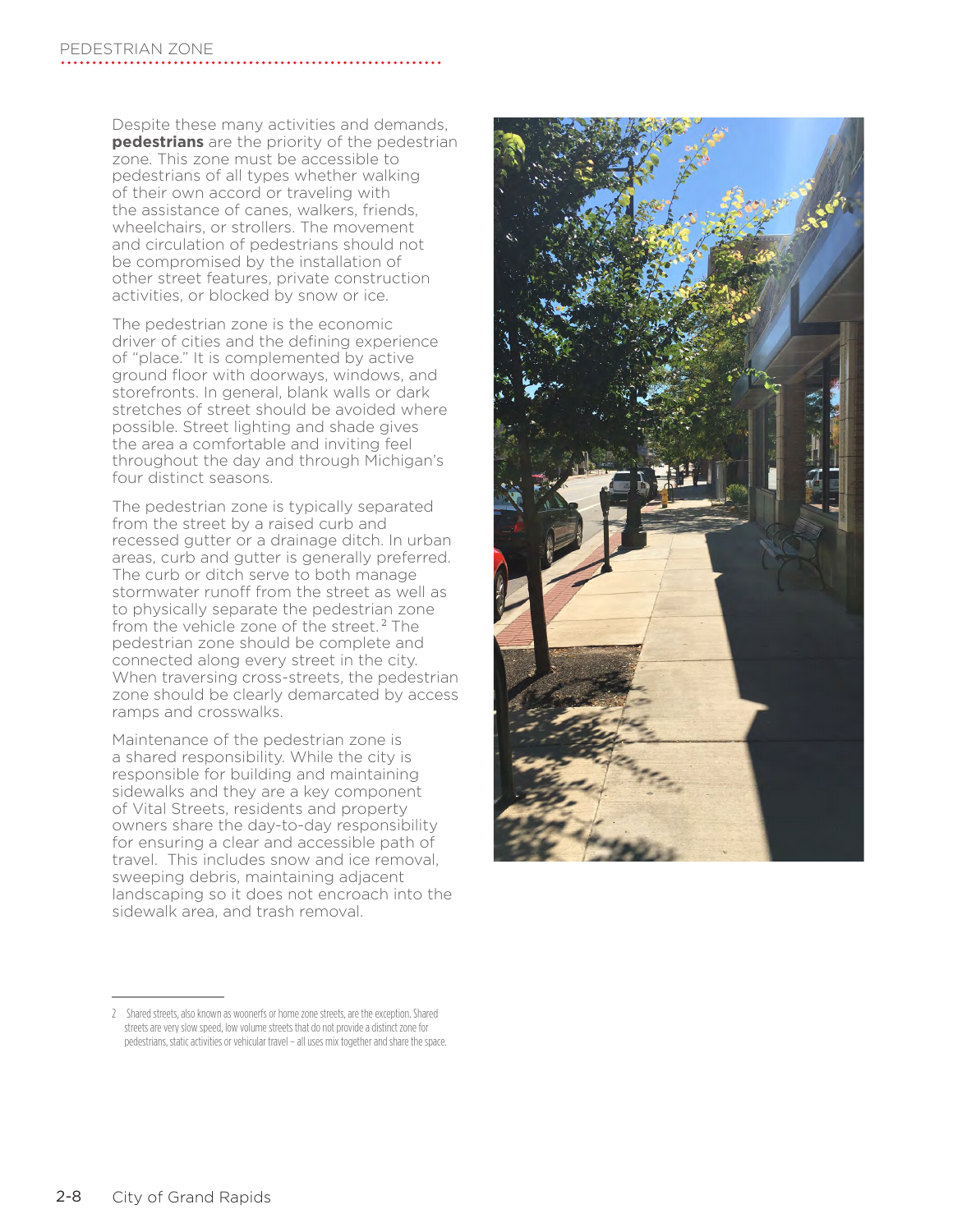Despite these many activities and demands, **pedestrians** are the priority of the pedestrian zone. This zone must be accessible to pedestrians of all types whether walking of their own accord or traveling with the assistance of canes, walkers, friends, wheelchairs, or strollers. The movement and circulation of pedestrians should not be compromised by the installation of other street features, private construction activities, or blocked by snow or ice.

The pedestrian zone is the economic driver of cities and the defining experience of "place." It is complemented by active ground floor with doorways, windows, and storefronts. In general, blank walls or dark stretches of street should be avoided where possible. Street lighting and shade gives the area a comfortable and inviting feel throughout the day and through Michigan's four distinct seasons.

The pedestrian zone is typically separated from the street by a raised curb and recessed gutter or a drainage ditch. In urban areas, curb and gutter is generally preferred. The curb or ditch serve to both manage stormwater runoff from the street as well as to physically separate the pedestrian zone from the vehicle zone of the street.[2] The pedestrian zone should be complete and connected along every street in the city. When traversing cross-streets, the pedestrian zone should be clearly demarcated by access ramps and crosswalks.

Maintenance of the pedestrian zone is a shared responsibility. While the city is responsible for building and maintaining sidewalks and they are a key component of Vital Streets, residents and property owners share the day-to-day responsibility for ensuring a clear and accessible path of travel. This includes snow and ice removal, sweeping debris, maintaining adjacent landscaping so it does not encroach into the sidewalk area, and trash removal.

---

2 Shared streets, also known as woonerfs or home zone streets, are the exception. Shared streets are very slow speed, low volume streets that do not provide a distinct zone for pedestrians, static activities or vehicular travel – all uses mix together and share the space.